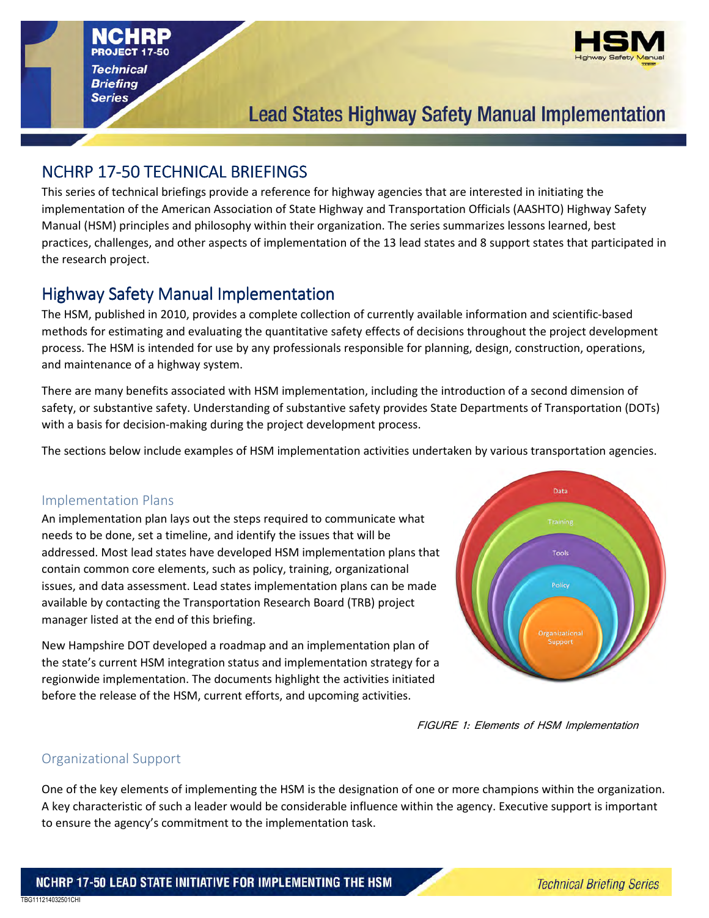# Lead States Highway Safety Manual Implementation

NCHRP PROJECT 17-50 *Technical Briefing Series*

## NCHRP 17-50 TECHNICAL BRIEFINGS

This series of technical briefings provide a reference for highway agencies that are interested in initiating the implementation of the American Association of State Highway and Transportation Officials (AASHTO) Highway Safety Manual (HSM) principles and philosophy within their organization. The series summarizes lessons learned, best practices, challenges, and other aspects of implementation of the 13 lead states and 8 support states that participated in the research project.

## Highway Safety Manual Implementation

The HSM, published in 2010, provides a complete collection of currently available information and scientific-based methods for estimating and evaluating the quantitative safety effects of decisions throughout the project development process. The HSM is intended for use by any professionals responsible for planning, design, construction, operations, and maintenance of a highway system.

There are many benefits associated with HSM implementation, including the introduction of a second dimension of safety, or substantive safety. Understanding of substantive safety provides State Departments of Transportation (DOTs) with a basis for decision-making during the project development process.

The sections below include examples of HSM implementation activities undertaken by various transportation agencies.

### Implementation Plans

An implementation plan lays out the steps required to communicate what needs to be done, set a timeline, and identify the issues that will be addressed. Most lead states have developed HSM implementation plans that contain common core elements, such as policy, training, organizational issues, and data assessment. Lead states implementation plans can be made available by contacting the Transportation Research Board (TRB) project manager listed at the end of this briefing.

New Hampshire DOT developed a roadmap and an implementation plan of the state's current HSM integration status and implementation strategy for a regionwide implementation. The documents highlight the activities initiated before the release of the HSM, current efforts, and upcoming activities.

Data
Training
Tools
Policy
Organizational Support

*FIGURE 1: Elements of HSM Implementation*

### Organizational Support

One of the key elements of implementing the HSM is the designation of one or more champions within the organization. A key characteristic of such a leader would be considerable influence within the agency. Executive support is important to ensure the agency's commitment to the implementation task.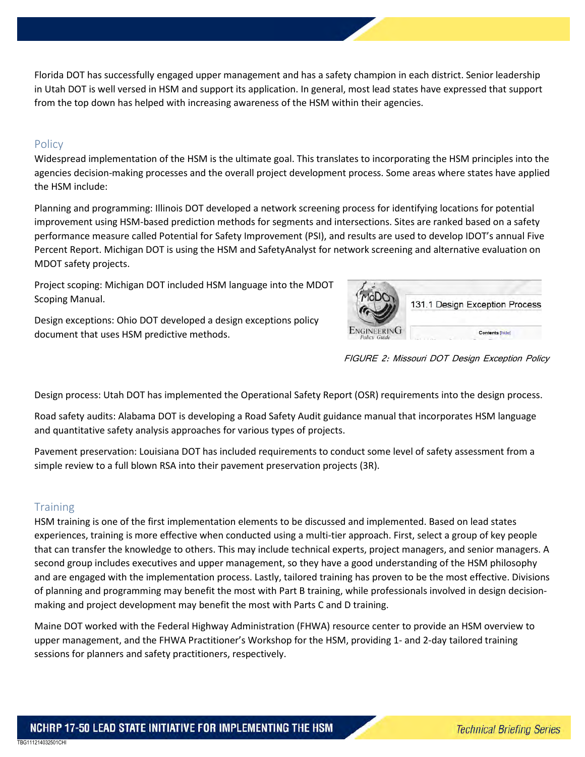Florida DOT has successfully engaged upper management and has a safety champion in each district. Senior leadership in Utah DOT is well versed in HSM and support its application. In general, most lead states have expressed that support from the top down has helped with increasing awareness of the HSM within their agencies.

## Policy

Widespread implementation of the HSM is the ultimate goal. This translates to incorporating the HSM principles into the agencies decision-making processes and the overall project development process. Some areas where states have applied the HSM include:

Planning and programming: Illinois DOT developed a network screening process for identifying locations for potential improvement using HSM-based prediction methods for segments and intersections. Sites are ranked based on a safety performance measure called Potential for Safety Improvement (PSI), and results are used to develop IDOT's annual Five Percent Report. Michigan DOT is using the HSM and SafetyAnalyst for network screening and alternative evaluation on MDOT safety projects.

Project scoping: Michigan DOT included HSM language into the MDOT Scoping Manual.

Design exceptions: Ohio DOT developed a design exceptions policy document that uses HSM predictive methods.

*FIGURE 2: Missouri DOT Design Exception Policy*

Design process: Utah DOT has implemented the Operational Safety Report (OSR) requirements into the design process.

Road safety audits: Alabama DOT is developing a Road Safety Audit guidance manual that incorporates HSM language and quantitative safety analysis approaches for various types of projects.

Pavement preservation: Louisiana DOT has included requirements to conduct some level of safety assessment from a simple review to a full blown RSA into their pavement preservation projects (3R).

## Training

HSM training is one of the first implementation elements to be discussed and implemented. Based on lead states experiences, training is more effective when conducted using a multi-tier approach. First, select a group of key people that can transfer the knowledge to others. This may include technical experts, project managers, and senior managers. A second group includes executives and upper management, so they have a good understanding of the HSM philosophy and are engaged with the implementation process. Lastly, tailored training has proven to be the most effective. Divisions of planning and programming may benefit the most with Part B training, while professionals involved in design decision-making and project development may benefit the most with Parts C and D training.

Maine DOT worked with the Federal Highway Administration (FHWA) resource center to provide an HSM overview to upper management, and the FHWA Practitioner's Workshop for the HSM, providing 1- and 2-day tailored training sessions for planners and safety practitioners, respectively.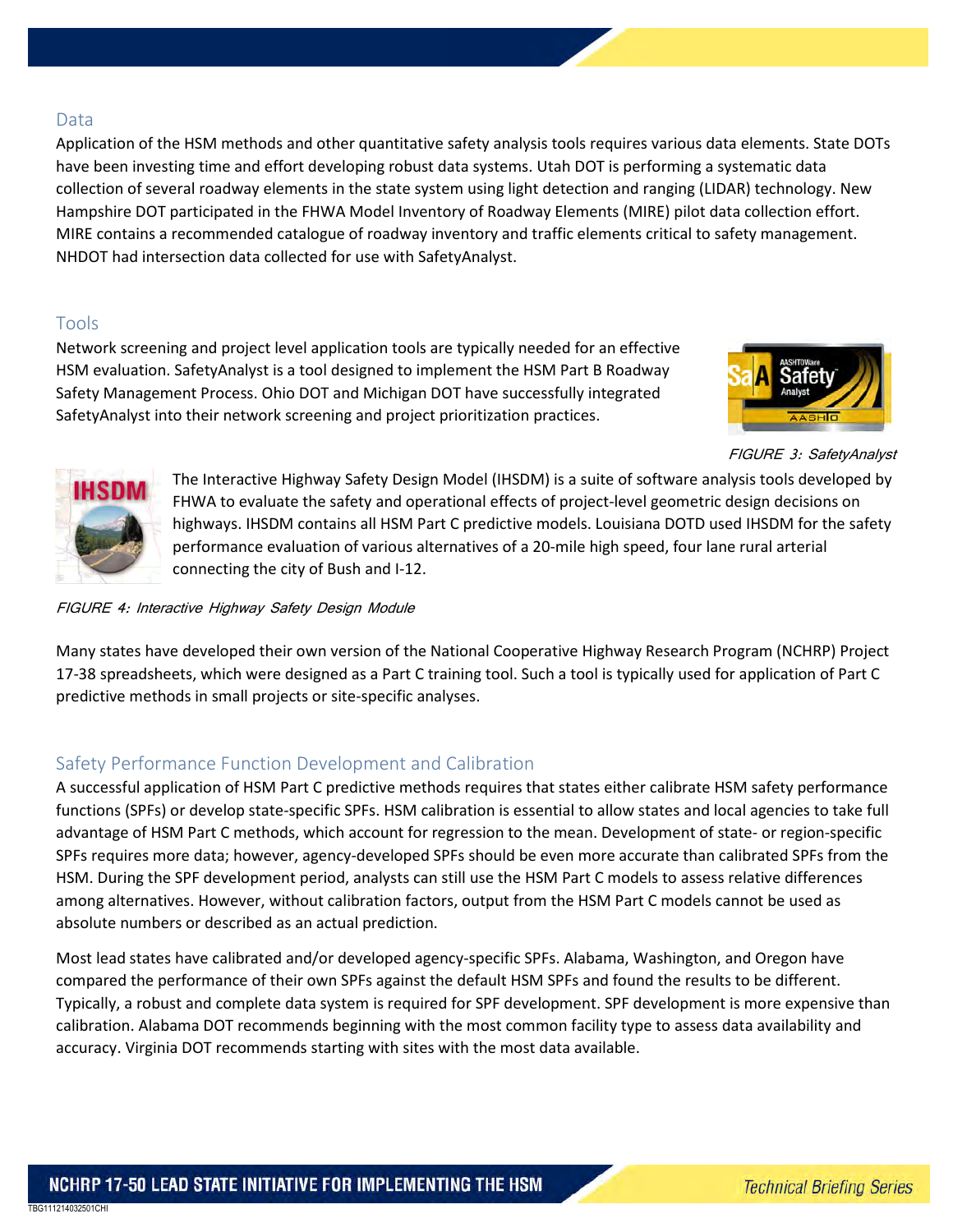## Data

Application of the HSM methods and other quantitative safety analysis tools requires various data elements. State DOTs have been investing time and effort developing robust data systems. Utah DOT is performing a systematic data collection of several roadway elements in the state system using light detection and ranging (LIDAR) technology. New Hampshire DOT participated in the FHWA Model Inventory of Roadway Elements (MIRE) pilot data collection effort. MIRE contains a recommended catalogue of roadway inventory and traffic elements critical to safety management. NHDOT had intersection data collected for use with SafetyAnalyst.

## Tools

Network screening and project level application tools are typically needed for an effective HSM evaluation. SafetyAnalyst is a tool designed to implement the HSM Part B Roadway Safety Management Process. Ohio DOT and Michigan DOT have successfully integrated SafetyAnalyst into their network screening and project prioritization practices.

*FIGURE 3: SafetyAnalyst*

The Interactive Highway Safety Design Model (IHSDM) is a suite of software analysis tools developed by FHWA to evaluate the safety and operational effects of project-level geometric design decisions on highways. IHSDM contains all HSM Part C predictive models. Louisiana DOTD used IHSDM for the safety performance evaluation of various alternatives of a 20-mile high speed, four lane rural arterial connecting the city of Bush and I-12.

*FIGURE 4: Interactive Highway Safety Design Module*

Many states have developed their own version of the National Cooperative Highway Research Program (NCHRP) Project 17-38 spreadsheets, which were designed as a Part C training tool. Such a tool is typically used for application of Part C predictive methods in small projects or site-specific analyses.

## Safety Performance Function Development and Calibration

A successful application of HSM Part C predictive methods requires that states either calibrate HSM safety performance functions (SPFs) or develop state-specific SPFs. HSM calibration is essential to allow states and local agencies to take full advantage of HSM Part C methods, which account for regression to the mean. Development of state- or region-specific SPFs requires more data; however, agency-developed SPFs should be even more accurate than calibrated SPFs from the HSM. During the SPF development period, analysts can still use the HSM Part C models to assess relative differences among alternatives. However, without calibration factors, output from the HSM Part C models cannot be used as absolute numbers or described as an actual prediction.

Most lead states have calibrated and/or developed agency-specific SPFs. Alabama, Washington, and Oregon have compared the performance of their own SPFs against the default HSM SPFs and found the results to be different. Typically, a robust and complete data system is required for SPF development. SPF development is more expensive than calibration. Alabama DOT recommends beginning with the most common facility type to assess data availability and accuracy. Virginia DOT recommends starting with sites with the most data available.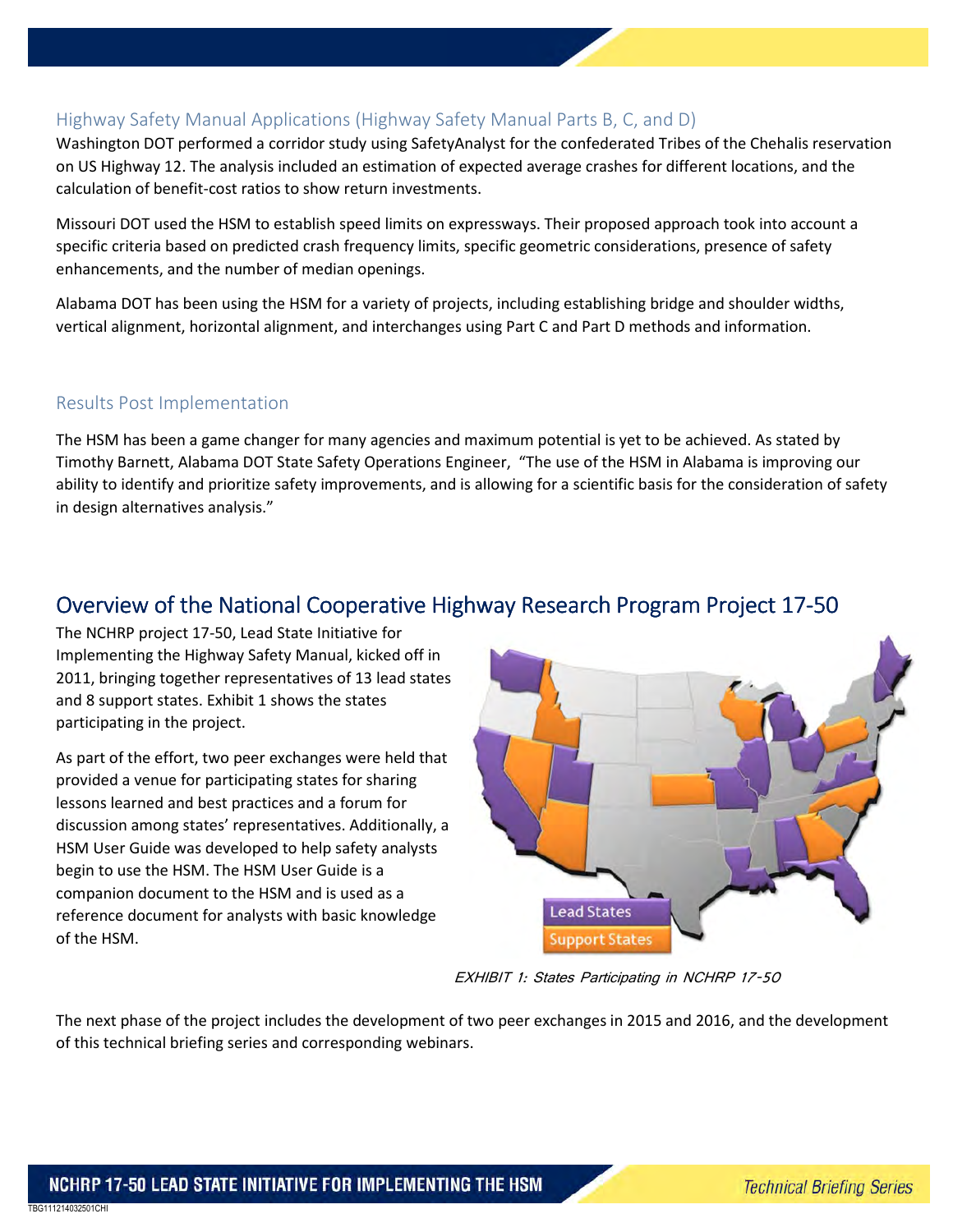### Highway Safety Manual Applications (Highway Safety Manual Parts B, C, and D)

Washington DOT performed a corridor study using SafetyAnalyst for the confederated Tribes of the Chehalis reservation on US Highway 12. The analysis included an estimation of expected average crashes for different locations, and the calculation of benefit-cost ratios to show return investments.

Missouri DOT used the HSM to establish speed limits on expressways. Their proposed approach took into account a specific criteria based on predicted crash frequency limits, specific geometric considerations, presence of safety enhancements, and the number of median openings.

Alabama DOT has been using the HSM for a variety of projects, including establishing bridge and shoulder widths, vertical alignment, horizontal alignment, and interchanges using Part C and Part D methods and information.

### Results Post Implementation

The HSM has been a game changer for many agencies and maximum potential is yet to be achieved. As stated by Timothy Barnett, Alabama DOT State Safety Operations Engineer, "The use of the HSM in Alabama is improving our ability to identify and prioritize safety improvements, and is allowing for a scientific basis for the consideration of safety in design alternatives analysis."

## Overview of the National Cooperative Highway Research Program Project 17-50

The NCHRP project 17-50, Lead State Initiative for Implementing the Highway Safety Manual, kicked off in 2011, bringing together representatives of 13 lead states and 8 support states. Exhibit 1 shows the states participating in the project.

As part of the effort, two peer exchanges were held that provided a venue for participating states for sharing lessons learned and best practices and a forum for discussion among states' representatives. Additionally, a HSM User Guide was developed to help safety analysts begin to use the HSM. The HSM User Guide is a companion document to the HSM and is used as a reference document for analysts with basic knowledge of the HSM.

Lead States
Support States

*EXHIBIT 1: States Participating in NCHRP 17-50*

The next phase of the project includes the development of two peer exchanges in 2015 and 2016, and the development of this technical briefing series and corresponding webinars.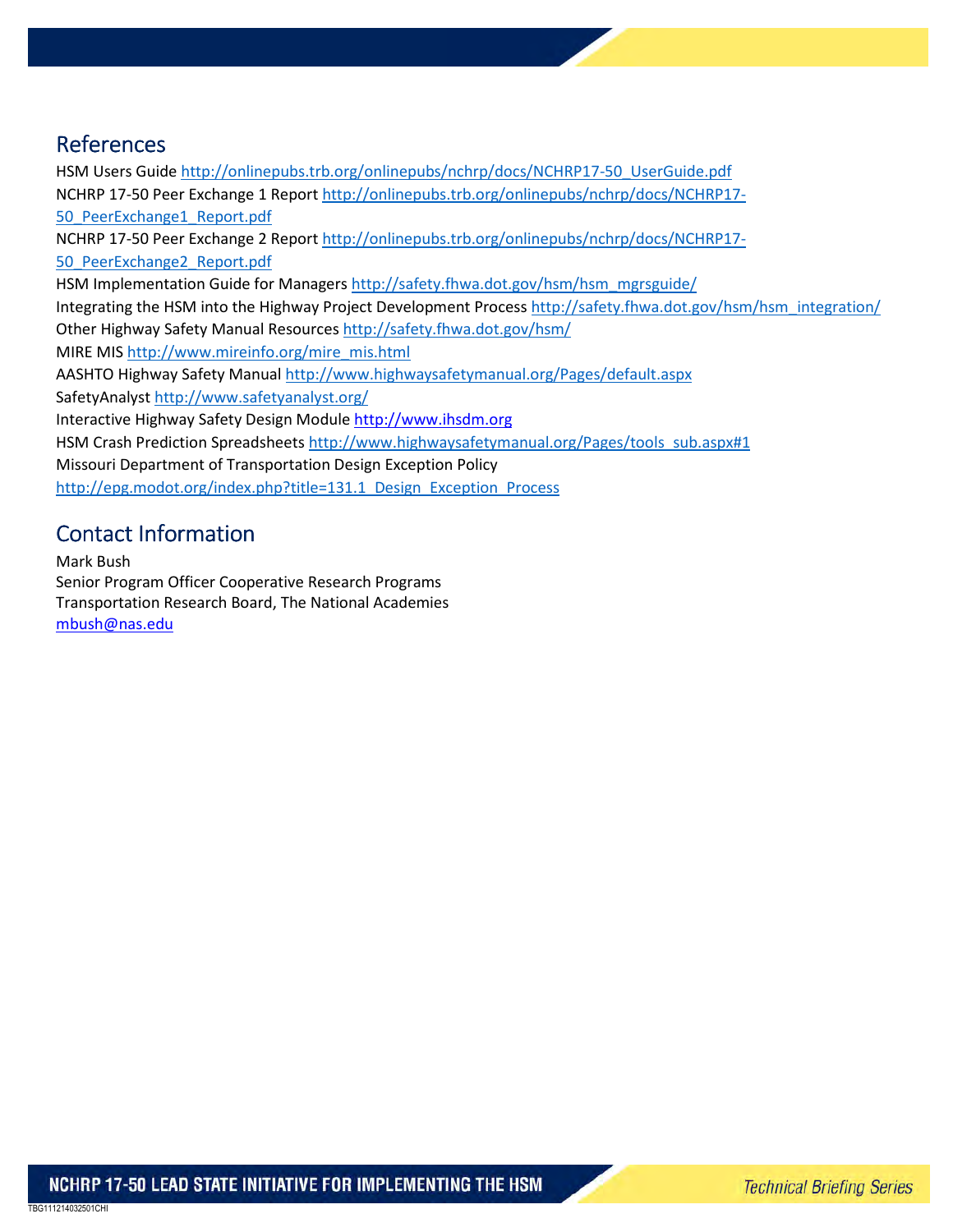## References

HSM Users Guide http://onlinepubs.trb.org/onlinepubs/nchrp/docs/NCHRP17-50_UserGuide.pdf
NCHRP 17-50 Peer Exchange 1 Report http://onlinepubs.trb.org/onlinepubs/nchrp/docs/NCHRP17-50_PeerExchange1_Report.pdf
NCHRP 17-50 Peer Exchange 2 Report http://onlinepubs.trb.org/onlinepubs/nchrp/docs/NCHRP17-50_PeerExchange2_Report.pdf
HSM Implementation Guide for Managers http://safety.fhwa.dot.gov/hsm/hsm_mgrsguide/
Integrating the HSM into the Highway Project Development Process http://safety.fhwa.dot.gov/hsm/hsm_integration/
Other Highway Safety Manual Resources http://safety.fhwa.dot.gov/hsm/
MIRE MIS http://www.mireinfo.org/mire_mis.html
AASHTO Highway Safety Manual http://www.highwaysafetymanual.org/Pages/default.aspx
SafetyAnalyst http://www.safetyanalyst.org/
Interactive Highway Safety Design Module http://www.ihsdm.org
HSM Crash Prediction Spreadsheets http://www.highwaysafetymanual.org/Pages/tools_sub.aspx#1
Missouri Department of Transportation Design Exception Policy
http://epg.modot.org/index.php?title=131.1_Design_Exception_Process

## Contact Information

Mark Bush
Senior Program Officer Cooperative Research Programs
Transportation Research Board, The National Academies
mbush@nas.edu